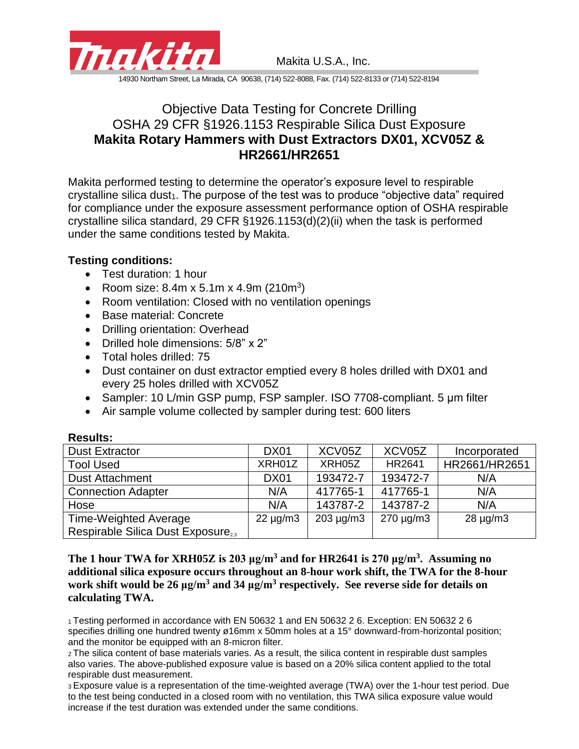Makita U.S.A., Inc.

14930 Northam Street, La Mirada, CA 90638, (714) 522-8088, Fax. (714) 522-8133 or (714) 522-8194

# Objective Data Testing for Concrete Drilling
# OSHA 29 CFR §1926.1153 Respirable Silica Dust Exposure
# **Makita Rotary Hammers with Dust Extractors DX01, XCV05Z & HR2661/HR2651**

Makita performed testing to determine the operator's exposure level to respirable crystalline silica dust[1]. The purpose of the test was to produce "objective data" required for compliance under the exposure assessment performance option of OSHA respirable crystalline silica standard, 29 CFR §1926.1153(d)(2)(ii) when the task is performed under the same conditions tested by Makita.

**Testing conditions:**

- Test duration: 1 hour
- Room size: 8.4m x 5.1m x 4.9m (210m$^3$)
- Room ventilation: Closed with no ventilation openings
- Base material: Concrete
- Drilling orientation: Overhead
- Drilled hole dimensions: 5/8" x 2"
- Total holes drilled: 75
- Dust container on dust extractor emptied every 8 holes drilled with DX01 and every 25 holes drilled with XCV05Z
- Sampler: 10 L/min GSP pump, FSP sampler. ISO 7708-compliant. 5 µm filter
- Air sample volume collected by sampler during test: 600 liters

**Results:**

| Dust Extractor | DX01 | XCV05Z | XCV05Z | Incorporated |
|---|---|---|---|---|
| Tool Used | XRH01Z | XRH05Z | HR2641 | HR2661/HR2651 |
| Dust Attachment | DX01 | 193472-7 | 193472-7 | N/A |
| Connection Adapter | N/A | 417765-1 | 417765-1 | N/A |
| Hose | N/A | 143787-2 | 143787-2 | N/A |
| Time-Weighted Average Respirable Silica Dust Exposure[2,3] | 22 µg/m3 | 203 µg/m3 | 270 µg/m3 | 28 µg/m3 |

**The 1 hour TWA for XRH05Z is 203 µg/m$^3$ and for HR2641 is 270 µg/m$^3$. Assuming no additional silica exposure occurs throughout an 8-hour work shift, the TWA for the 8-hour work shift would be 26 µg/m$^3$ and 34 µg/m$^3$ respectively. See reverse side for details on calculating TWA.**

[1] Testing performed in accordance with EN 50632 1 and EN 50632 2 6. Exception: EN 50632 2 6 specifies drilling one hundred twenty ø16mm x 50mm holes at a 15° downward-from-horizontal position; and the monitor be equipped with an 8-micron filter.

[2] The silica content of base materials varies. As a result, the silica content in respirable dust samples also varies. The above-published exposure value is based on a 20% silica content applied to the total respirable dust measurement.

[3] Exposure value is a representation of the time-weighted average (TWA) over the 1-hour test period. Due to the test being conducted in a closed room with no ventilation, this TWA silica exposure value would increase if the test duration was extended under the same conditions.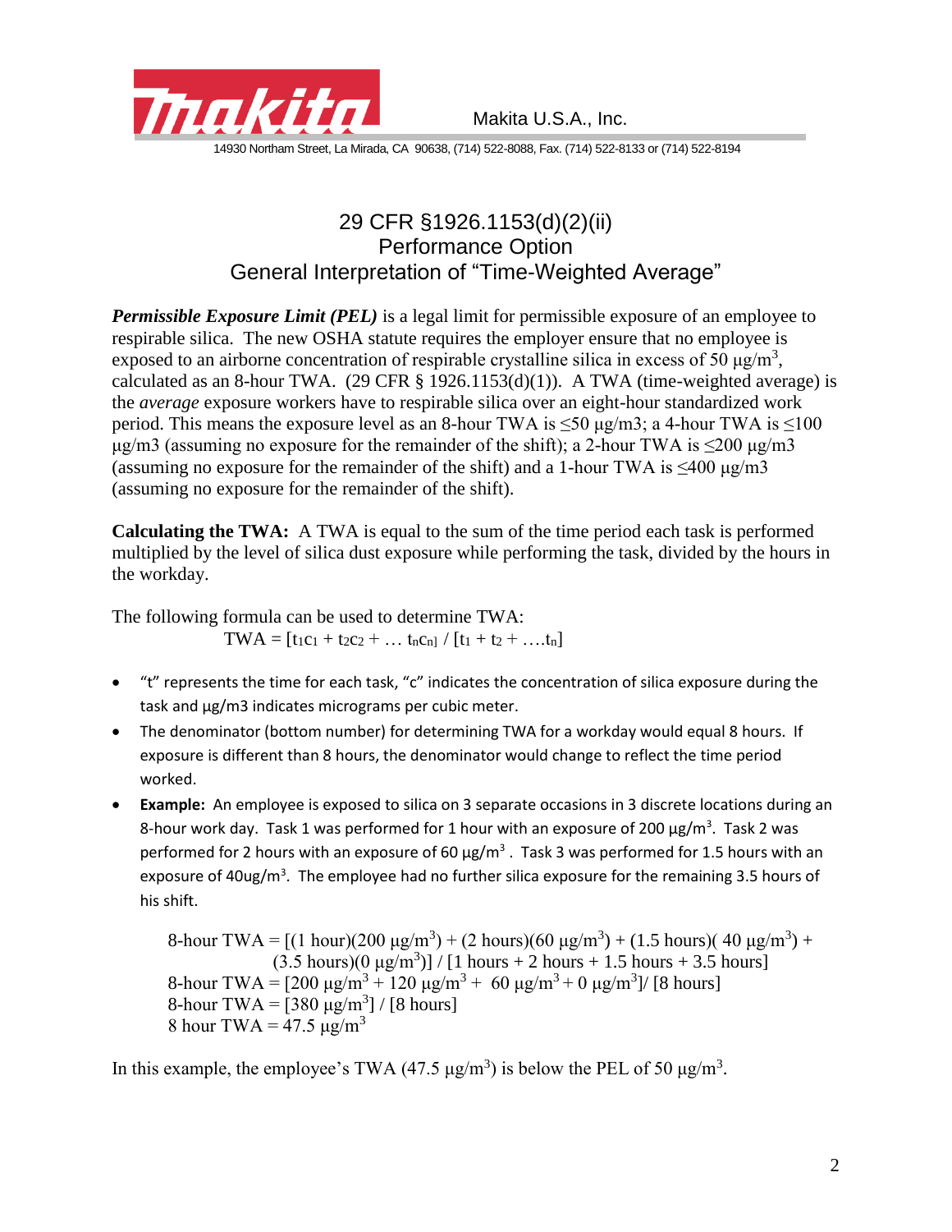Makita U.S.A., Inc.

14930 Northam Street, La Mirada, CA 90638, (714) 522-8088, Fax. (714) 522-8133 or (714) 522-8194

# 29 CFR §1926.1153(d)(2)(ii) Performance Option General Interpretation of "Time-Weighted Average"

***Permissible Exposure Limit (PEL)*** is a legal limit for permissible exposure of an employee to respirable silica. The new OSHA statute requires the employer ensure that no employee is exposed to an airborne concentration of respirable crystalline silica in excess of 50 μg/m$^3$, calculated as an 8-hour TWA. (29 CFR § 1926.1153(d)(1)). A TWA (time-weighted average) is the *average* exposure workers have to respirable silica over an eight-hour standardized work period. This means the exposure level as an 8-hour TWA is ≤50 μg/m3; a 4-hour TWA is ≤100 μg/m3 (assuming no exposure for the remainder of the shift); a 2-hour TWA is ≤200 μg/m3 (assuming no exposure for the remainder of the shift) and a 1-hour TWA is ≤400 μg/m3 (assuming no exposure for the remainder of the shift).

**Calculating the TWA:** A TWA is equal to the sum of the time period each task is performed multiplied by the level of silica dust exposure while performing the task, divided by the hours in the workday.

The following formula can be used to determine TWA:

$$\text{TWA} = [t_1c_1 + t_2c_2 + \ldots t_nc_n] / [t_1 + t_2 + \ldots . t_n]$$

- "t" represents the time for each task, "c" indicates the concentration of silica exposure during the task and μg/m3 indicates micrograms per cubic meter.
- The denominator (bottom number) for determining TWA for a workday would equal 8 hours. If exposure is different than 8 hours, the denominator would change to reflect the time period worked.
- **Example:** An employee is exposed to silica on 3 separate occasions in 3 discrete locations during an 8-hour work day. Task 1 was performed for 1 hour with an exposure of 200 μg/m$^3$. Task 2 was performed for 2 hours with an exposure of 60 μg/m$^3$ . Task 3 was performed for 1.5 hours with an exposure of 40ug/m$^3$. The employee had no further silica exposure for the remaining 3.5 hours of his shift.

$$\text{8-hour TWA} = [(1 \text{ hour})(200\ \mu g/m^3) + (2 \text{ hours})(60\ \mu g/m^3) + (1.5 \text{ hours})(40\ \mu g/m^3) + (3.5 \text{ hours})(0\ \mu g/m^3)] / [1 \text{ hours} + 2 \text{ hours} + 1.5 \text{ hours} + 3.5 \text{ hours}]$$

$$\text{8-hour TWA} = [200\ \mu g/m^3 + 120\ \mu g/m^3 + 60\ \mu g/m^3 + 0\ \mu g/m^3] / [8 \text{ hours}]$$

$$\text{8-hour TWA} = [380\ \mu g/m^3] / [8 \text{ hours}]$$

$$\text{8 hour TWA} = 47.5\ \mu g/m^3$$

In this example, the employee's TWA (47.5 μg/m$^3$) is below the PEL of 50 μg/m$^3$.